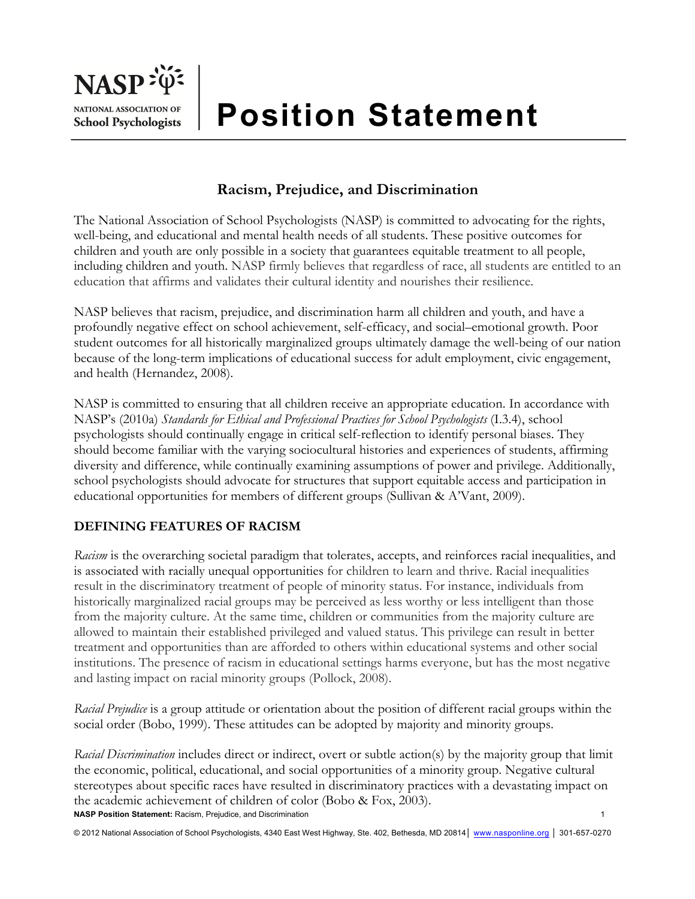# Position Statement

## Racism, Prejudice, and Discrimination

The National Association of School Psychologists (NASP) is committed to advocating for the rights, well-being, and educational and mental health needs of all students. These positive outcomes for children and youth are only possible in a society that guarantees equitable treatment to all people, including children and youth. NASP firmly believes that regardless of race, all students are entitled to an education that affirms and validates their cultural identity and nourishes their resilience.

NASP believes that racism, prejudice, and discrimination harm all children and youth, and have a profoundly negative effect on school achievement, self-efficacy, and social–emotional growth. Poor student outcomes for all historically marginalized groups ultimately damage the well-being of our nation because of the long-term implications of educational success for adult employment, civic engagement, and health (Hernandez, 2008).

NASP is committed to ensuring that all children receive an appropriate education. In accordance with NASP's (2010a) *Standards for Ethical and Professional Practices for School Psychologists* (I.3.4), school psychologists should continually engage in critical self-reflection to identify personal biases. They should become familiar with the varying sociocultural histories and experiences of students, affirming diversity and difference, while continually examining assumptions of power and privilege. Additionally, school psychologists should advocate for structures that support equitable access and participation in educational opportunities for members of different groups (Sullivan & A'Vant, 2009).

### DEFINING FEATURES OF RACISM

*Racism* is the overarching societal paradigm that tolerates, accepts, and reinforces racial inequalities, and is associated with racially unequal opportunities for children to learn and thrive. Racial inequalities result in the discriminatory treatment of people of minority status. For instance, individuals from historically marginalized racial groups may be perceived as less worthy or less intelligent than those from the majority culture. At the same time, children or communities from the majority culture are allowed to maintain their established privileged and valued status. This privilege can result in better treatment and opportunities than are afforded to others within educational systems and other social institutions. The presence of racism in educational settings harms everyone, but has the most negative and lasting impact on racial minority groups (Pollock, 2008).

*Racial Prejudice* is a group attitude or orientation about the position of different racial groups within the social order (Bobo, 1999). These attitudes can be adopted by majority and minority groups.

*Racial Discrimination* includes direct or indirect, overt or subtle action(s) by the majority group that limit the economic, political, educational, and social opportunities of a minority group. Negative cultural stereotypes about specific races have resulted in discriminatory practices with a devastating impact on the academic achievement of children of color (Bobo & Fox, 2003).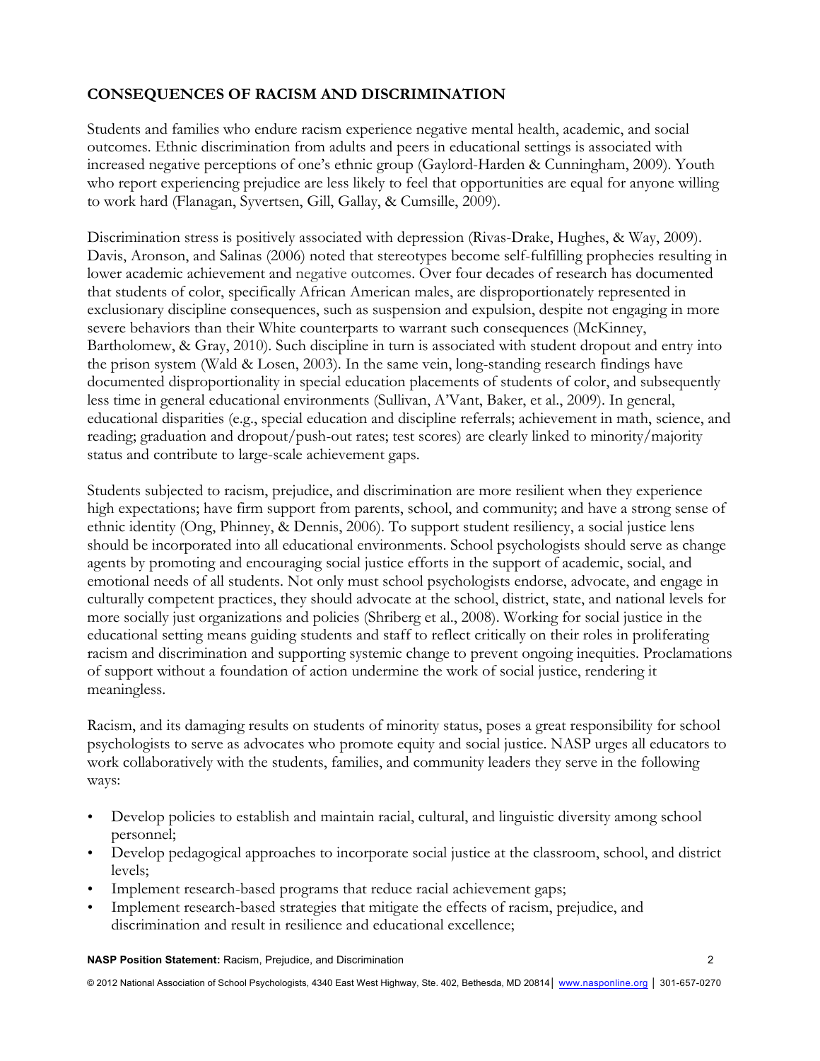## CONSEQUENCES OF RACISM AND DISCRIMINATION

Students and families who endure racism experience negative mental health, academic, and social outcomes. Ethnic discrimination from adults and peers in educational settings is associated with increased negative perceptions of one's ethnic group (Gaylord-Harden & Cunningham, 2009). Youth who report experiencing prejudice are less likely to feel that opportunities are equal for anyone willing to work hard (Flanagan, Syvertsen, Gill, Gallay, & Cumsille, 2009).

Discrimination stress is positively associated with depression (Rivas-Drake, Hughes, & Way, 2009). Davis, Aronson, and Salinas (2006) noted that stereotypes become self-fulfilling prophecies resulting in lower academic achievement and negative outcomes. Over four decades of research has documented that students of color, specifically African American males, are disproportionately represented in exclusionary discipline consequences, such as suspension and expulsion, despite not engaging in more severe behaviors than their White counterparts to warrant such consequences (McKinney, Bartholomew, & Gray, 2010). Such discipline in turn is associated with student dropout and entry into the prison system (Wald & Losen, 2003). In the same vein, long-standing research findings have documented disproportionality in special education placements of students of color, and subsequently less time in general educational environments (Sullivan, A'Vant, Baker, et al., 2009). In general, educational disparities (e.g., special education and discipline referrals; achievement in math, science, and reading; graduation and dropout/push-out rates; test scores) are clearly linked to minority/majority status and contribute to large-scale achievement gaps.

Students subjected to racism, prejudice, and discrimination are more resilient when they experience high expectations; have firm support from parents, school, and community; and have a strong sense of ethnic identity (Ong, Phinney, & Dennis, 2006). To support student resiliency, a social justice lens should be incorporated into all educational environments. School psychologists should serve as change agents by promoting and encouraging social justice efforts in the support of academic, social, and emotional needs of all students. Not only must school psychologists endorse, advocate, and engage in culturally competent practices, they should advocate at the school, district, state, and national levels for more socially just organizations and policies (Shriberg et al., 2008). Working for social justice in the educational setting means guiding students and staff to reflect critically on their roles in proliferating racism and discrimination and supporting systemic change to prevent ongoing inequities. Proclamations of support without a foundation of action undermine the work of social justice, rendering it meaningless.

Racism, and its damaging results on students of minority status, poses a great responsibility for school psychologists to serve as advocates who promote equity and social justice. NASP urges all educators to work collaboratively with the students, families, and community leaders they serve in the following ways:

- Develop policies to establish and maintain racial, cultural, and linguistic diversity among school personnel;
- Develop pedagogical approaches to incorporate social justice at the classroom, school, and district levels;
- Implement research-based programs that reduce racial achievement gaps;
- Implement research-based strategies that mitigate the effects of racism, prejudice, and discrimination and result in resilience and educational excellence;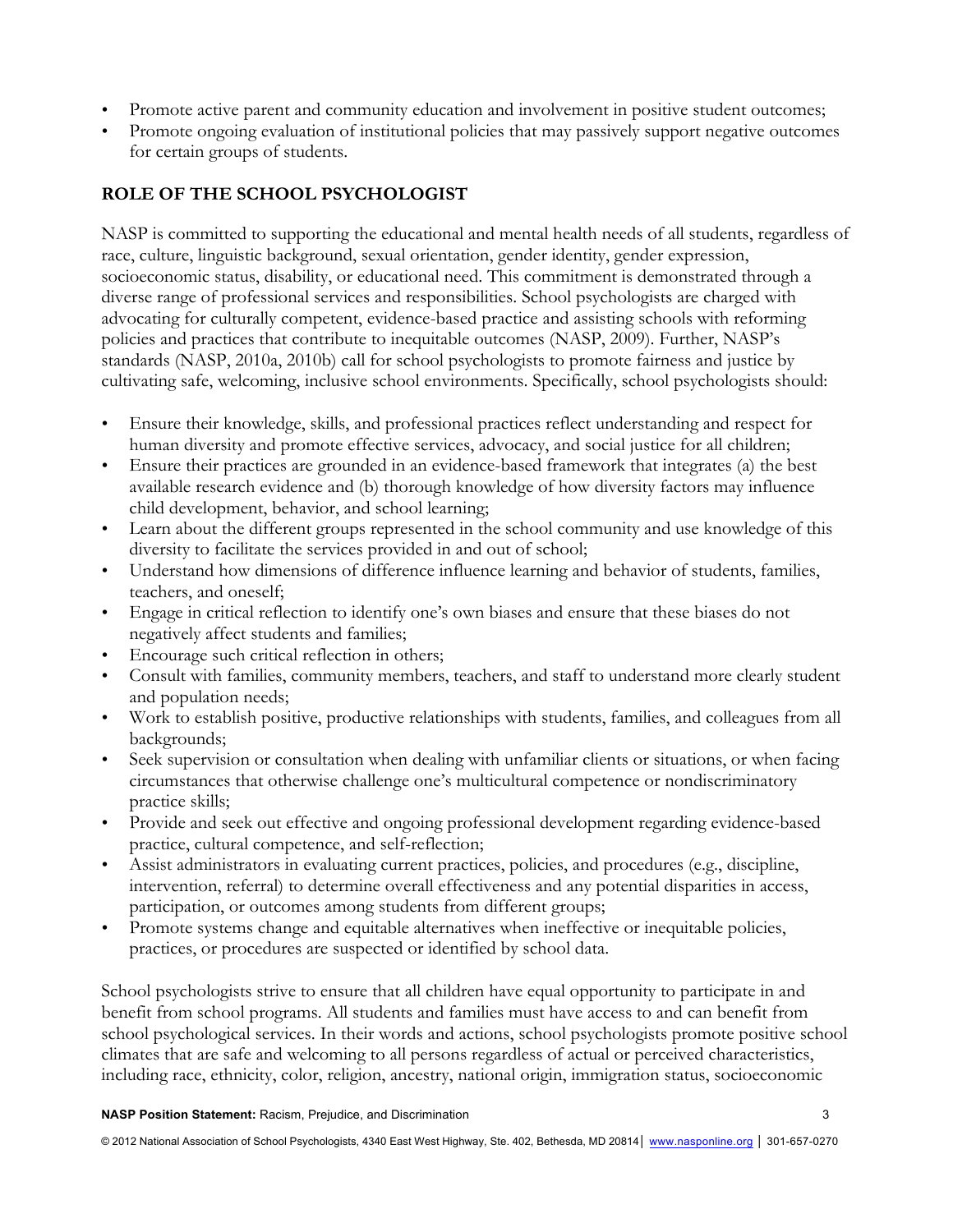- Promote active parent and community education and involvement in positive student outcomes;
- Promote ongoing evaluation of institutional policies that may passively support negative outcomes for certain groups of students.

## ROLE OF THE SCHOOL PSYCHOLOGIST

NASP is committed to supporting the educational and mental health needs of all students, regardless of race, culture, linguistic background, sexual orientation, gender identity, gender expression, socioeconomic status, disability, or educational need. This commitment is demonstrated through a diverse range of professional services and responsibilities. School psychologists are charged with advocating for culturally competent, evidence-based practice and assisting schools with reforming policies and practices that contribute to inequitable outcomes (NASP, 2009). Further, NASP's standards (NASP, 2010a, 2010b) call for school psychologists to promote fairness and justice by cultivating safe, welcoming, inclusive school environments. Specifically, school psychologists should:

- Ensure their knowledge, skills, and professional practices reflect understanding and respect for human diversity and promote effective services, advocacy, and social justice for all children;
- Ensure their practices are grounded in an evidence-based framework that integrates (a) the best available research evidence and (b) thorough knowledge of how diversity factors may influence child development, behavior, and school learning;
- Learn about the different groups represented in the school community and use knowledge of this diversity to facilitate the services provided in and out of school;
- Understand how dimensions of difference influence learning and behavior of students, families, teachers, and oneself;
- Engage in critical reflection to identify one's own biases and ensure that these biases do not negatively affect students and families;
- Encourage such critical reflection in others;
- Consult with families, community members, teachers, and staff to understand more clearly student and population needs;
- Work to establish positive, productive relationships with students, families, and colleagues from all backgrounds;
- Seek supervision or consultation when dealing with unfamiliar clients or situations, or when facing circumstances that otherwise challenge one's multicultural competence or nondiscriminatory practice skills;
- Provide and seek out effective and ongoing professional development regarding evidence-based practice, cultural competence, and self-reflection;
- Assist administrators in evaluating current practices, policies, and procedures (e.g., discipline, intervention, referral) to determine overall effectiveness and any potential disparities in access, participation, or outcomes among students from different groups;
- Promote systems change and equitable alternatives when ineffective or inequitable policies, practices, or procedures are suspected or identified by school data.

School psychologists strive to ensure that all children have equal opportunity to participate in and benefit from school programs. All students and families must have access to and can benefit from school psychological services. In their words and actions, school psychologists promote positive school climates that are safe and welcoming to all persons regardless of actual or perceived characteristics, including race, ethnicity, color, religion, ancestry, national origin, immigration status, socioeconomic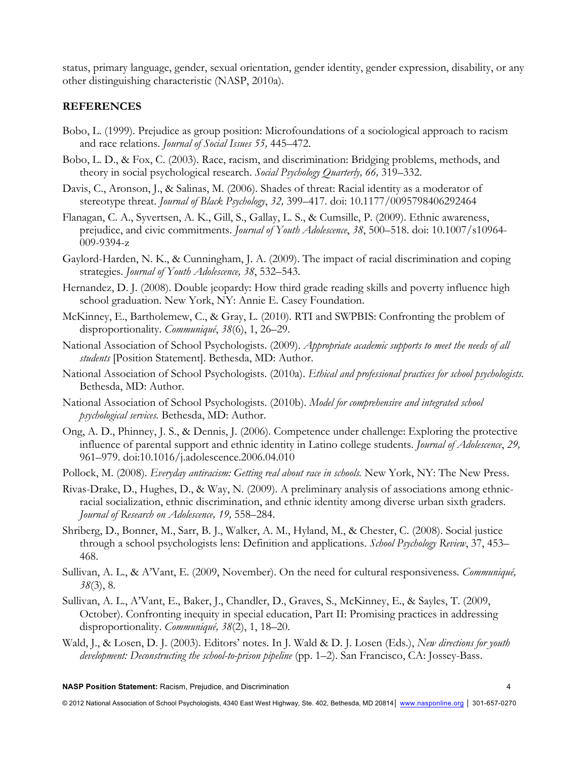status, primary language, gender, sexual orientation, gender identity, gender expression, disability, or any other distinguishing characteristic (NASP, 2010a).

## REFERENCES

Bobo, L. (1999). Prejudice as group position: Microfoundations of a sociological approach to racism and race relations. *Journal of Social Issues 55,* 445–472.

Bobo, L. D., & Fox, C. (2003). Race, racism, and discrimination: Bridging problems, methods, and theory in social psychological research. *Social Psychology Quarterly, 66,* 319–332.

Davis, C., Aronson, J., & Salinas, M. (2006). Shades of threat: Racial identity as a moderator of stereotype threat. *Journal of Black Psychology*, *32,* 399–417. doi: 10.1177/0095798406292464

Flanagan, C. A., Syvertsen, A. K., Gill, S., Gallay, L. S., & Cumsille, P. (2009). Ethnic awareness, prejudice, and civic commitments. *Journal of Youth Adolescence*, *38*, 500–518. doi: 10.1007/s10964-009-9394-z

Gaylord-Harden, N. K., & Cunningham, J. A. (2009). The impact of racial discrimination and coping strategies. *Journal of Youth Adolescence, 38*, 532–543.

Hernandez, D. J. (2008). Double jeopardy: How third grade reading skills and poverty influence high school graduation. New York, NY: Annie E. Casey Foundation.

McKinney, E., Bartholemew, C., & Gray, L. (2010). RTI and SWPBIS: Confronting the problem of disproportionality. *Communiqué*, *38*(6), 1, 26–29.

National Association of School Psychologists. (2009). *Appropriate academic supports to meet the needs of all students* [Position Statement]. Bethesda, MD: Author.

National Association of School Psychologists. (2010a). *Ethical and professional practices for school psychologists.* Bethesda, MD: Author.

National Association of School Psychologists. (2010b). *Model for comprehensive and integrated school psychological services.* Bethesda, MD: Author.

Ong, A. D., Phinney, J. S., & Dennis, J. (2006). Competence under challenge: Exploring the protective influence of parental support and ethnic identity in Latino college students. *Journal of Adolescence*, *29,* 961–979. doi:10.1016/j.adolescence.2006.04.010

Pollock, M. (2008). *Everyday antiracism: Getting real about race in schools.* New York, NY: The New Press.

Rivas-Drake, D., Hughes, D., & Way, N. (2009). A preliminary analysis of associations among ethnic-racial socialization, ethnic discrimination, and ethnic identity among diverse urban sixth graders. *Journal of Research on Adolescence, 19,* 558–284.

Shriberg, D., Bonner, M., Sarr, B. J., Walker, A. M., Hyland, M., & Chester, C. (2008). Social justice through a school psychologists lens: Definition and applications. *School Psychology Review*, 37, 453–468.

Sullivan, A. L., & A'Vant, E. (2009, November). On the need for cultural responsiveness. *Communiqué, 38*(3), 8.

Sullivan, A. L., A'Vant, E., Baker, J., Chandler, D., Graves, S., McKinney, E., & Sayles, T. (2009, October). Confronting inequity in special education, Part II: Promising practices in addressing disproportionality. *Communiqué, 38*(2), 1, 18–20.

Wald, J., & Losen, D. J. (2003). Editors' notes. In J. Wald & D. J. Losen (Eds.), *New directions for youth development: Deconstructing the school-to-prison pipeline* (pp. 1–2). San Francisco, CA: Jossey-Bass.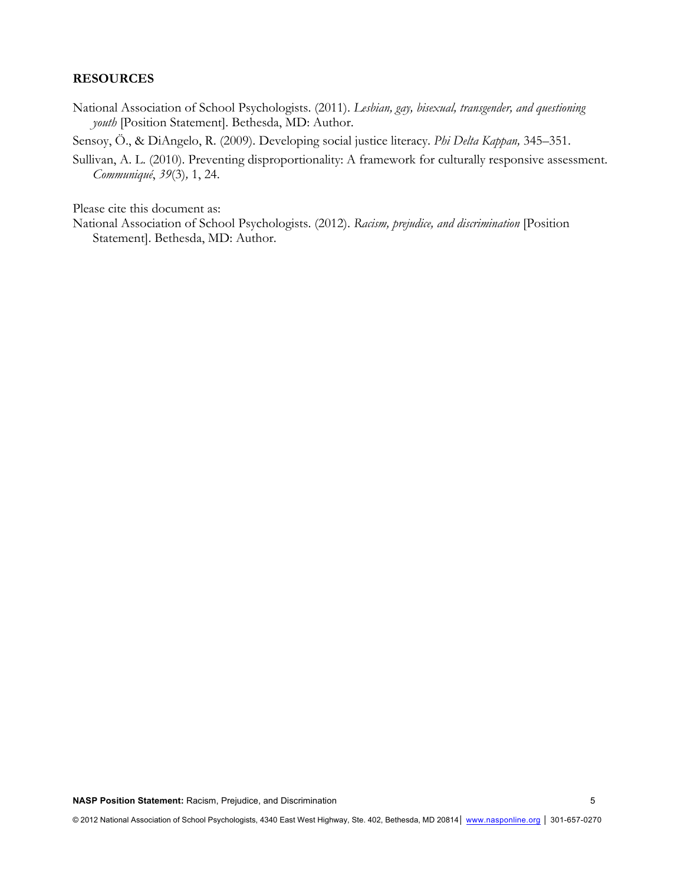## RESOURCES

National Association of School Psychologists. (2011). *Lesbian, gay, bisexual, transgender, and questioning youth* [Position Statement]. Bethesda, MD: Author.

Sensoy, Ö., & DiAngelo, R. (2009). Developing social justice literacy. *Phi Delta Kappan,* 345–351.

Sullivan, A. L. (2010). Preventing disproportionality: A framework for culturally responsive assessment. *Communiqué*, *39*(3)*,* 1, 24.

Please cite this document as:

National Association of School Psychologists. (2012). *Racism, prejudice, and discrimination* [Position Statement]. Bethesda, MD: Author.